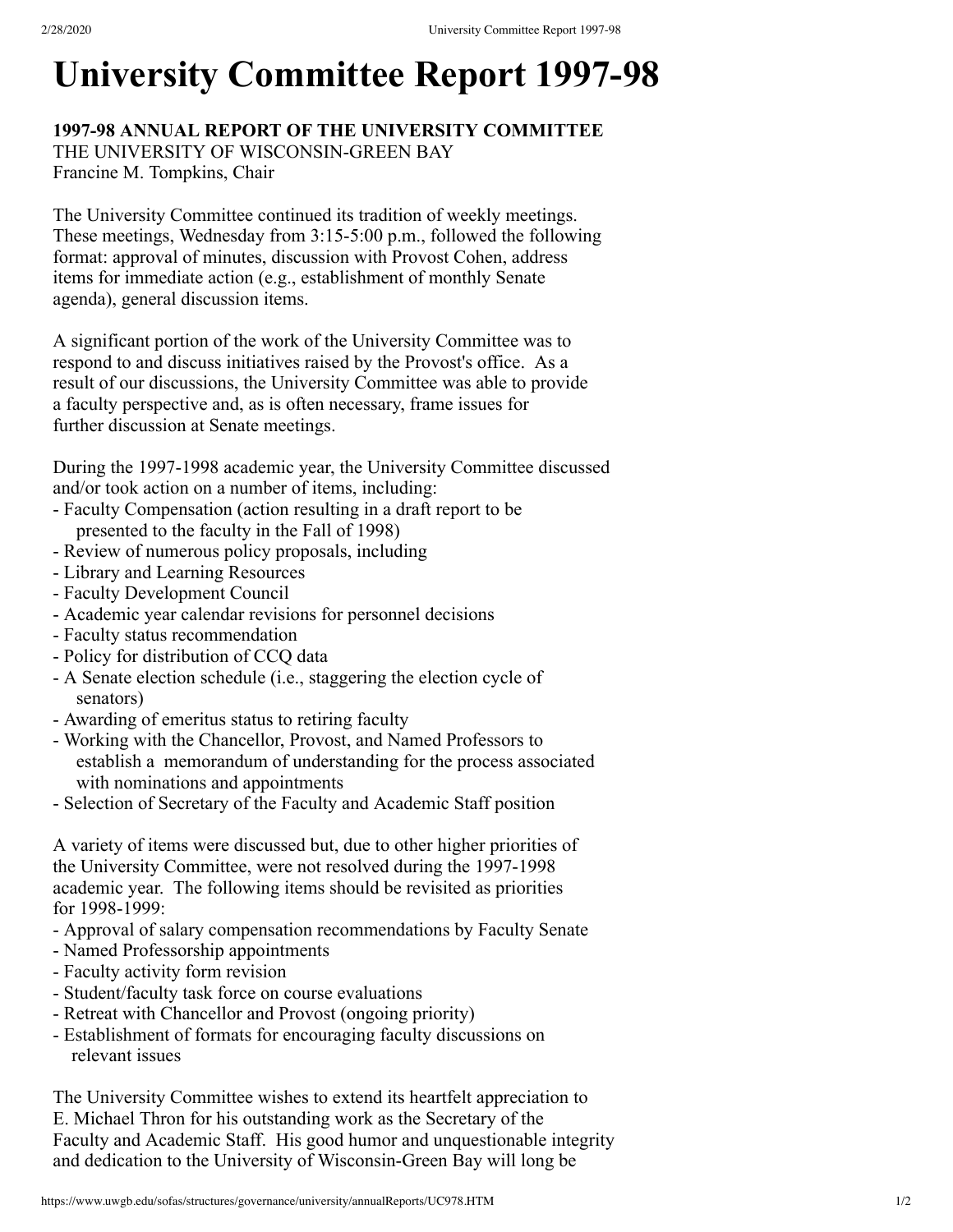# University Committee Report 1997-98

**1997-98 ANNUAL REPORT OF THE UNIVERSITY COMMITTEE**
THE UNIVERSITY OF WISCONSIN-GREEN BAY
Francine M. Tompkins, Chair

The University Committee continued its tradition of weekly meetings. These meetings, Wednesday from 3:15-5:00 p.m., followed the following format: approval of minutes, discussion with Provost Cohen, address items for immediate action (e.g., establishment of monthly Senate agenda), general discussion items.

A significant portion of the work of the University Committee was to respond to and discuss initiatives raised by the Provost's office. As a result of our discussions, the University Committee was able to provide a faculty perspective and, as is often necessary, frame issues for further discussion at Senate meetings.

During the 1997-1998 academic year, the University Committee discussed and/or took action on a number of items, including:
- Faculty Compensation (action resulting in a draft report to be presented to the faculty in the Fall of 1998)
- Review of numerous policy proposals, including
- Library and Learning Resources
- Faculty Development Council
- Academic year calendar revisions for personnel decisions
- Faculty status recommendation
- Policy for distribution of CCQ data
- A Senate election schedule (i.e., staggering the election cycle of senators)
- Awarding of emeritus status to retiring faculty
- Working with the Chancellor, Provost, and Named Professors to establish a memorandum of understanding for the process associated with nominations and appointments
- Selection of Secretary of the Faculty and Academic Staff position

A variety of items were discussed but, due to other higher priorities of the University Committee, were not resolved during the 1997-1998 academic year. The following items should be revisited as priorities for 1998-1999:
- Approval of salary compensation recommendations by Faculty Senate
- Named Professorship appointments
- Faculty activity form revision
- Student/faculty task force on course evaluations
- Retreat with Chancellor and Provost (ongoing priority)
- Establishment of formats for encouraging faculty discussions on relevant issues

The University Committee wishes to extend its heartfelt appreciation to E. Michael Thron for his outstanding work as the Secretary of the Faculty and Academic Staff. His good humor and unquestionable integrity and dedication to the University of Wisconsin-Green Bay will long be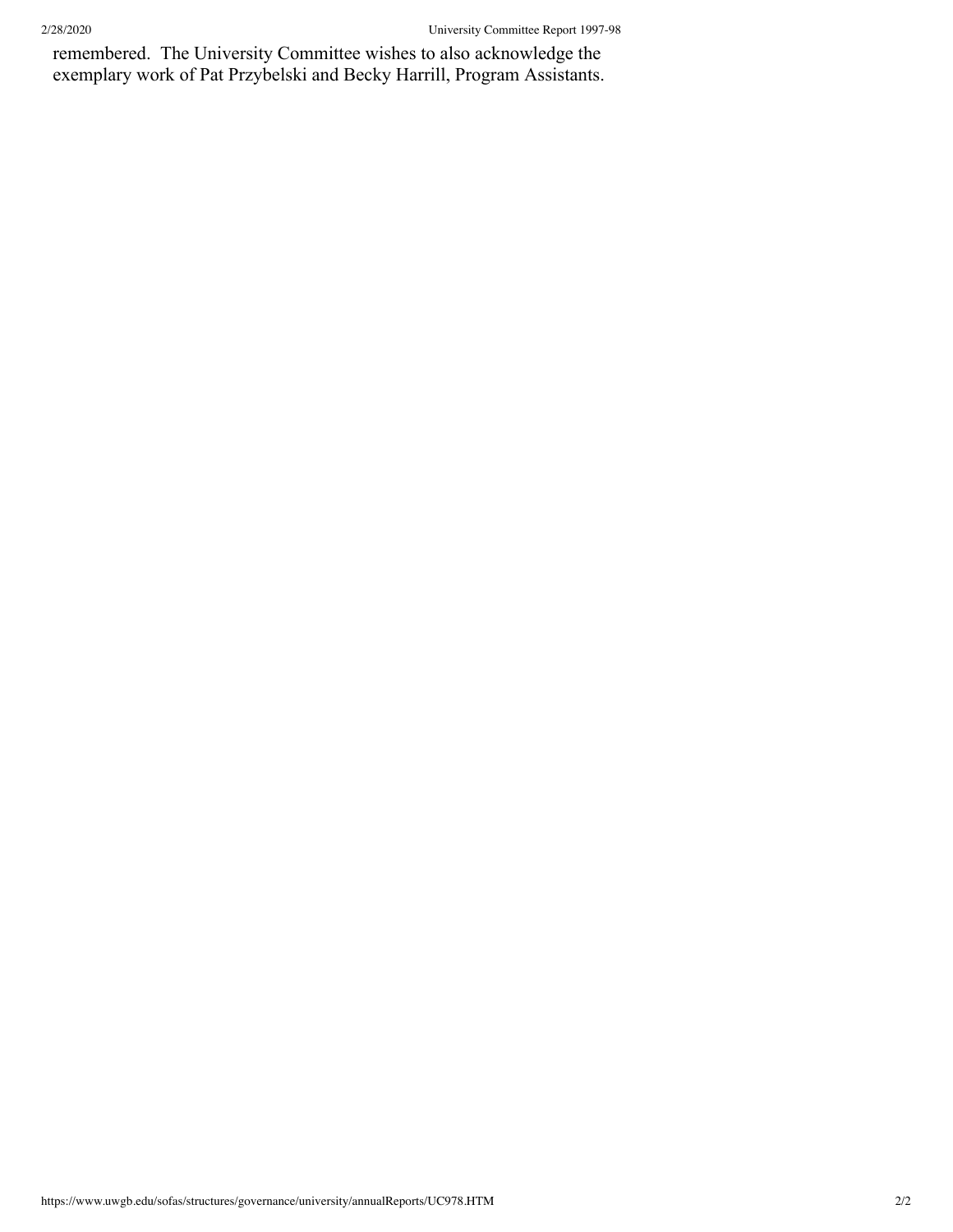remembered. The University Committee wishes to also acknowledge the exemplary work of Pat Przybelski and Becky Harrill, Program Assistants.